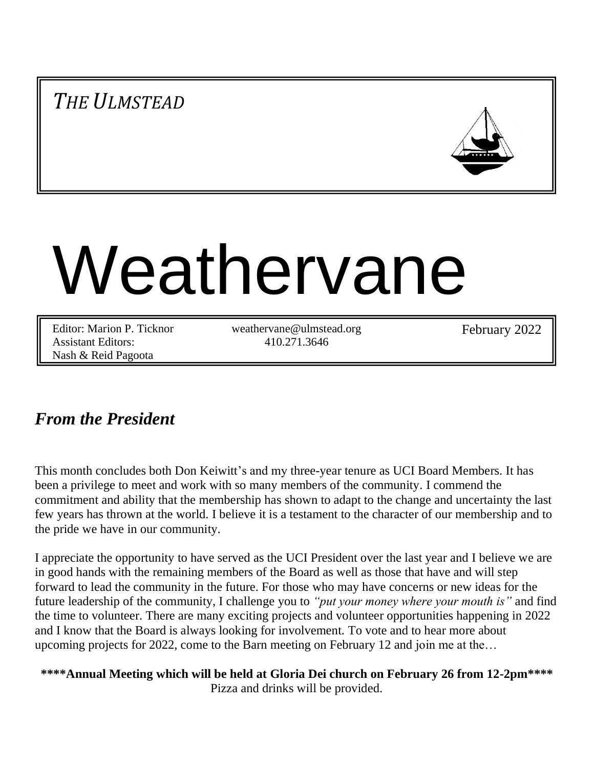*THE ULMSTEAD*

# Weathervane

Editor: Marion P. Ticknor
Assistant Editors:
Nash & Reid Pagoota

weathervane@ulmstead.org
410.271.3646

February 2022

## *From the President*

This month concludes both Don Keiwitt's and my three-year tenure as UCI Board Members. It has been a privilege to meet and work with so many members of the community. I commend the commitment and ability that the membership has shown to adapt to the change and uncertainty the last few years has thrown at the world. I believe it is a testament to the character of our membership and to the pride we have in our community.

I appreciate the opportunity to have served as the UCI President over the last year and I believe we are in good hands with the remaining members of the Board as well as those that have and will step forward to lead the community in the future. For those who may have concerns or new ideas for the future leadership of the community, I challenge you to *"put your money where your mouth is"* and find the time to volunteer. There are many exciting projects and volunteer opportunities happening in 2022 and I know that the Board is always looking for involvement. To vote and to hear more about upcoming projects for 2022, come to the Barn meeting on February 12 and join me at the…

**\*\*\*\*Annual Meeting which will be held at Gloria Dei church on February 26 from 12-2pm\*\*\*\***
Pizza and drinks will be provided.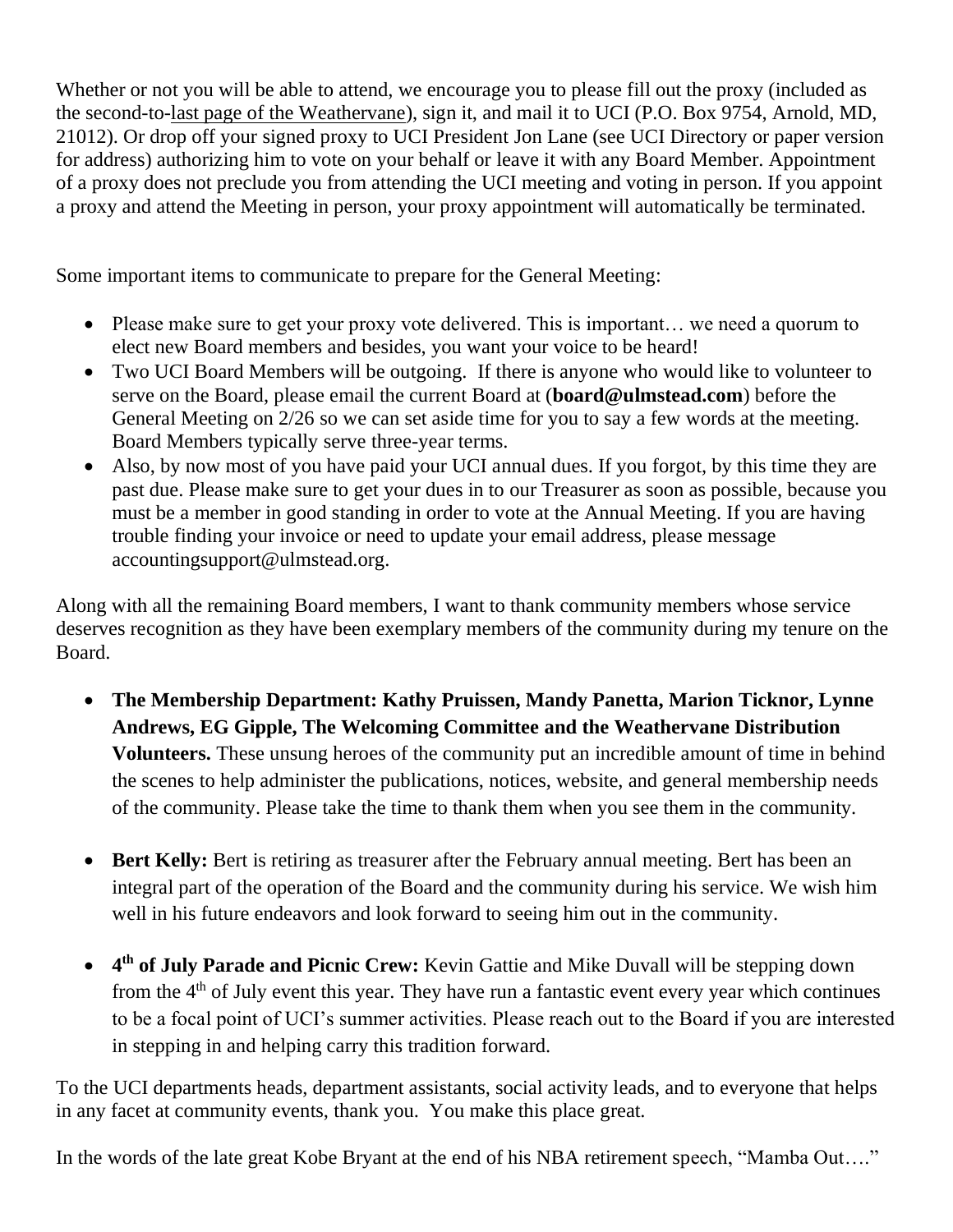Whether or not you will be able to attend, we encourage you to please fill out the proxy (included as the second-to-last page of the Weathervane), sign it, and mail it to UCI (P.O. Box 9754, Arnold, MD, 21012). Or drop off your signed proxy to UCI President Jon Lane (see UCI Directory or paper version for address) authorizing him to vote on your behalf or leave it with any Board Member. Appointment of a proxy does not preclude you from attending the UCI meeting and voting in person. If you appoint a proxy and attend the Meeting in person, your proxy appointment will automatically be terminated.

Some important items to communicate to prepare for the General Meeting:

- Please make sure to get your proxy vote delivered. This is important… we need a quorum to elect new Board members and besides, you want your voice to be heard!
- Two UCI Board Members will be outgoing. If there is anyone who would like to volunteer to serve on the Board, please email the current Board at (**board@ulmstead.com**) before the General Meeting on 2/26 so we can set aside time for you to say a few words at the meeting. Board Members typically serve three-year terms.
- Also, by now most of you have paid your UCI annual dues. If you forgot, by this time they are past due. Please make sure to get your dues in to our Treasurer as soon as possible, because you must be a member in good standing in order to vote at the Annual Meeting. If you are having trouble finding your invoice or need to update your email address, please message accountingsupport@ulmstead.org.

Along with all the remaining Board members, I want to thank community members whose service deserves recognition as they have been exemplary members of the community during my tenure on the Board.

- **The Membership Department: Kathy Pruissen, Mandy Panetta, Marion Ticknor, Lynne Andrews, EG Gipple, The Welcoming Committee and the Weathervane Distribution Volunteers.** These unsung heroes of the community put an incredible amount of time in behind the scenes to help administer the publications, notices, website, and general membership needs of the community. Please take the time to thank them when you see them in the community.

- **Bert Kelly:** Bert is retiring as treasurer after the February annual meeting. Bert has been an integral part of the operation of the Board and the community during his service. We wish him well in his future endeavors and look forward to seeing him out in the community.

- **4th of July Parade and Picnic Crew:** Kevin Gattie and Mike Duvall will be stepping down from the 4th of July event this year. They have run a fantastic event every year which continues to be a focal point of UCI's summer activities. Please reach out to the Board if you are interested in stepping in and helping carry this tradition forward.

To the UCI departments heads, department assistants, social activity leads, and to everyone that helps in any facet at community events, thank you. You make this place great.

In the words of the late great Kobe Bryant at the end of his NBA retirement speech, "Mamba Out…."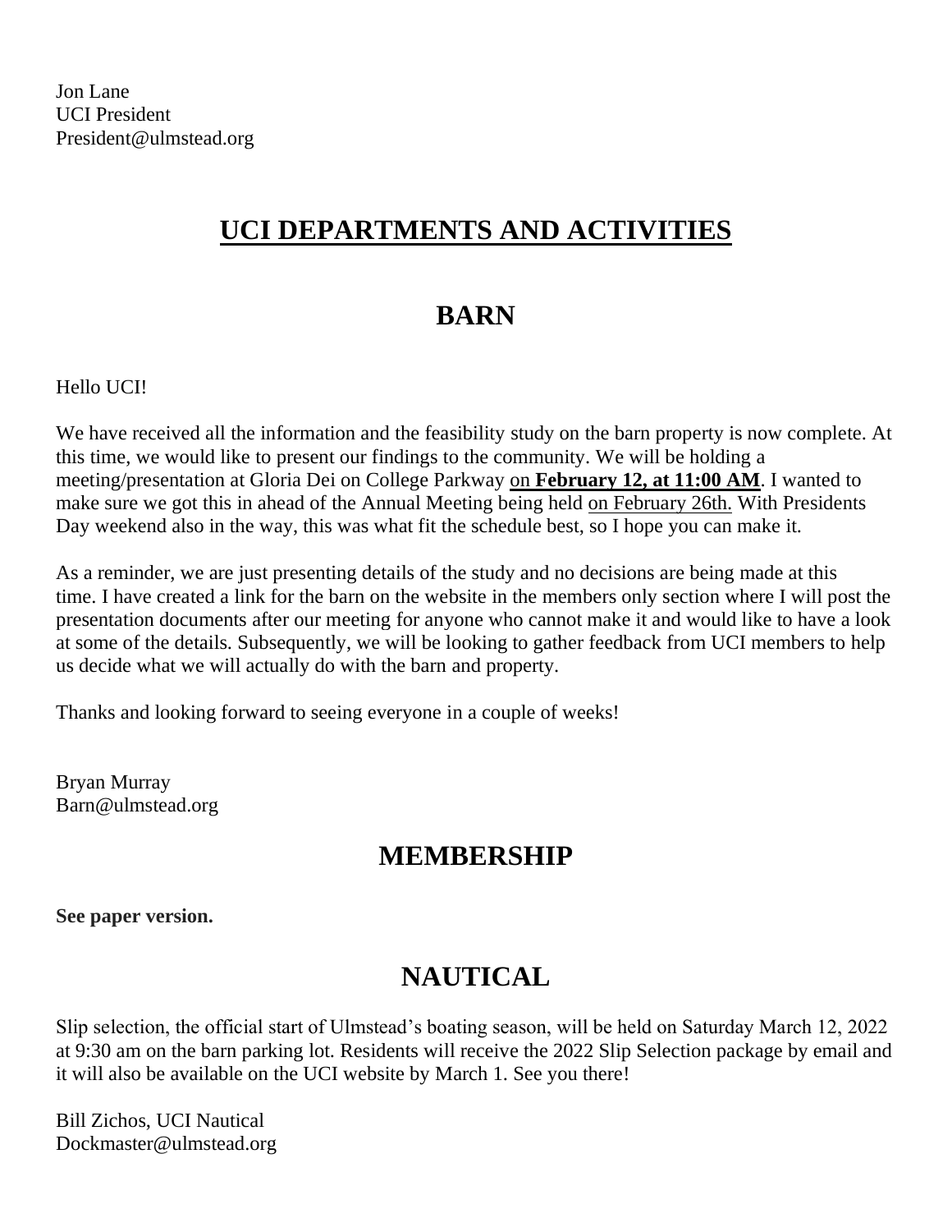Jon Lane
UCI President
President@ulmstead.org

# UCI DEPARTMENTS AND ACTIVITIES

## BARN

Hello UCI!

We have received all the information and the feasibility study on the barn property is now complete. At this time, we would like to present our findings to the community. We will be holding a meeting/presentation at Gloria Dei on College Parkway on **February 12, at 11:00 AM**. I wanted to make sure we got this in ahead of the Annual Meeting being held on February 26th. With Presidents Day weekend also in the way, this was what fit the schedule best, so I hope you can make it.

As a reminder, we are just presenting details of the study and no decisions are being made at this time. I have created a link for the barn on the website in the members only section where I will post the presentation documents after our meeting for anyone who cannot make it and would like to have a look at some of the details. Subsequently, we will be looking to gather feedback from UCI members to help us decide what we will actually do with the barn and property.

Thanks and looking forward to seeing everyone in a couple of weeks!

Bryan Murray
Barn@ulmstead.org

## MEMBERSHIP

**See paper version.**

## NAUTICAL

Slip selection, the official start of Ulmstead's boating season, will be held on Saturday March 12, 2022 at 9:30 am on the barn parking lot. Residents will receive the 2022 Slip Selection package by email and it will also be available on the UCI website by March 1. See you there!

Bill Zichos, UCI Nautical
Dockmaster@ulmstead.org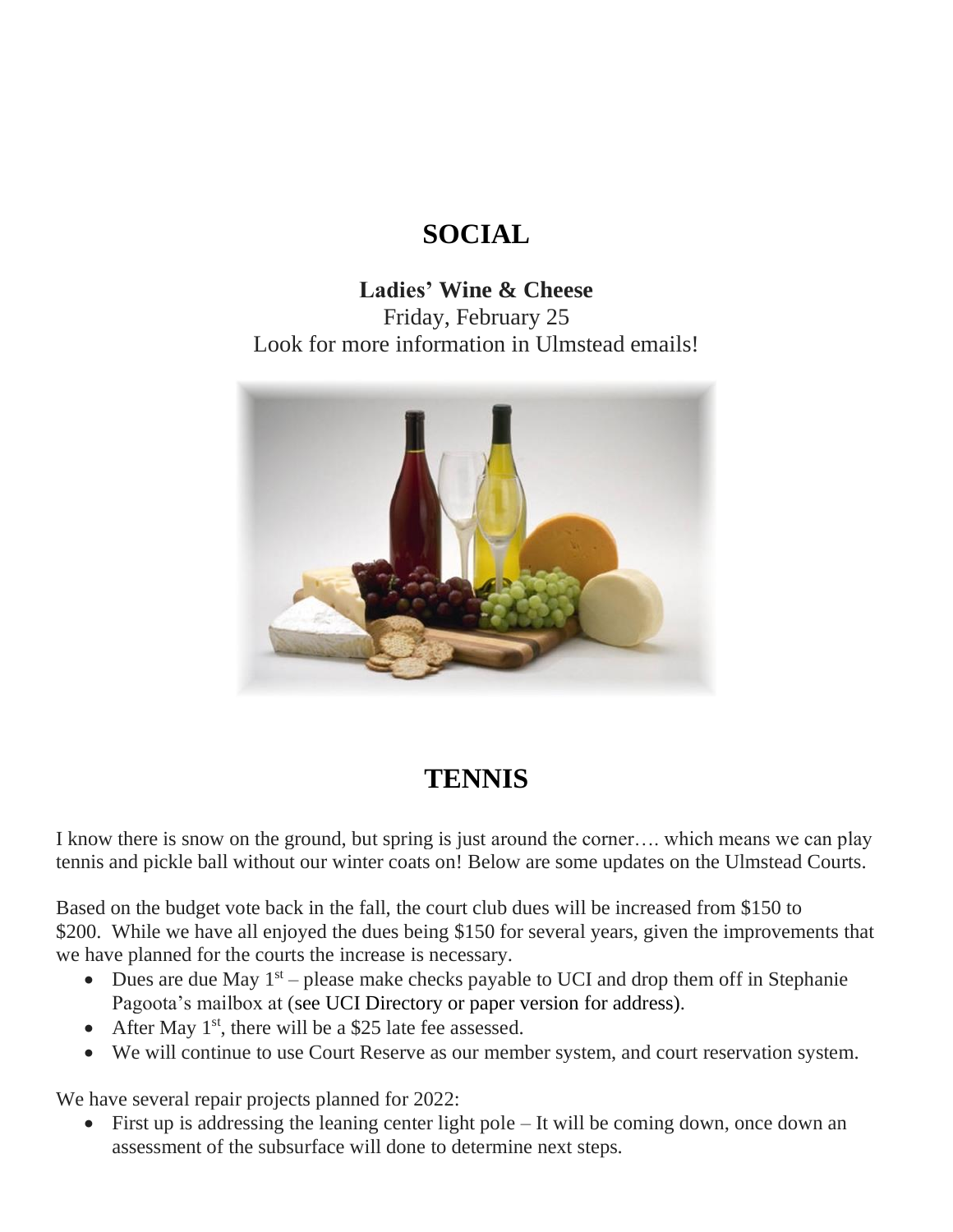# SOCIAL

**Ladies' Wine & Cheese**

Friday, February 25

Look for more information in Ulmstead emails!

# TENNIS

I know there is snow on the ground, but spring is just around the corner…. which means we can play tennis and pickle ball without our winter coats on! Below are some updates on the Ulmstead Courts.

Based on the budget vote back in the fall, the court club dues will be increased from $150 to $200. While we have all enjoyed the dues being $150 for several years, given the improvements that we have planned for the courts the increase is necessary.

- Dues are due May 1st – please make checks payable to UCI and drop them off in Stephanie Pagoota's mailbox at (see UCI Directory or paper version for address).
- After May 1st, there will be a $25 late fee assessed.
- We will continue to use Court Reserve as our member system, and court reservation system.

We have several repair projects planned for 2022:

- First up is addressing the leaning center light pole – It will be coming down, once down an assessment of the subsurface will done to determine next steps.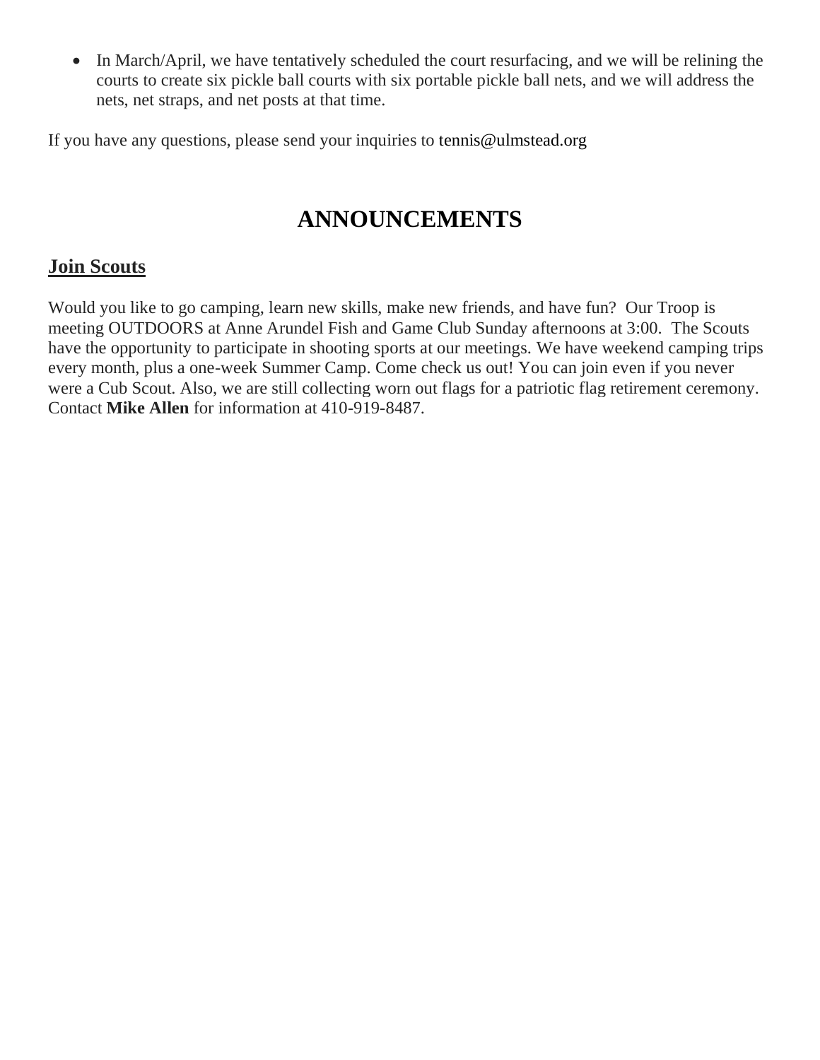- In March/April, we have tentatively scheduled the court resurfacing, and we will be relining the courts to create six pickle ball courts with six portable pickle ball nets, and we will address the nets, net straps, and net posts at that time.

If you have any questions, please send your inquiries to tennis@ulmstead.org

# ANNOUNCEMENTS

## Join Scouts

Would you like to go camping, learn new skills, make new friends, and have fun? Our Troop is meeting OUTDOORS at Anne Arundel Fish and Game Club Sunday afternoons at 3:00. The Scouts have the opportunity to participate in shooting sports at our meetings. We have weekend camping trips every month, plus a one-week Summer Camp. Come check us out! You can join even if you never were a Cub Scout. Also, we are still collecting worn out flags for a patriotic flag retirement ceremony. Contact **Mike Allen** for information at 410-919-8487.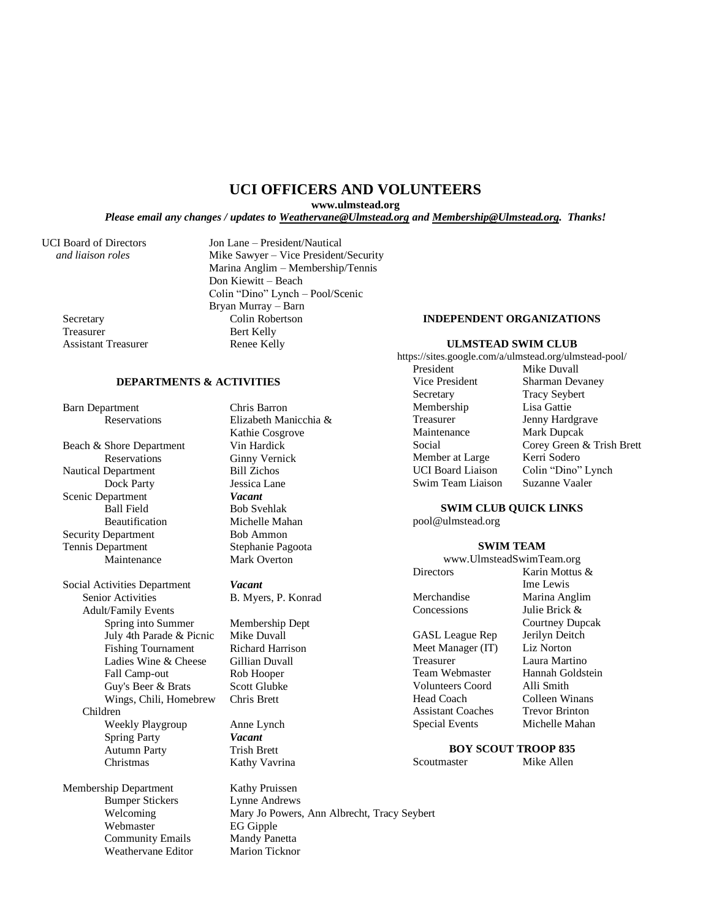# UCI OFFICERS AND VOLUNTEERS

**www.ulmstead.org**

***Please email any changes / updates to Weathervane@Ulmstead.org and Membership@Ulmstead.org. Thanks!***

| UCI Board of Directors *and liaison roles* | |
|---|---|
| | Jon Lane – President/Nautical |
| | Mike Sawyer – Vice President/Security |
| | Marina Anglim – Membership/Tennis |
| | Don Kiewitt – Beach |
| | Colin "Dino" Lynch – Pool/Scenic |
| | Bryan Murray – Barn |
| Secretary | Colin Robertson |
| Treasurer | Bert Kelly |
| Assistant Treasurer | Renee Kelly |

## DEPARTMENTS & ACTIVITIES

| | |
|---|---|
| Barn Department | Chris Barron |
| Reservations | Elizabeth Manicchia & Kathie Cosgrove |
| Beach & Shore Department | Vin Hardick |
| Reservations | Ginny Vernick |
| Nautical Department | Bill Zichos |
| Dock Party | Jessica Lane |
| Scenic Department | ***Vacant*** |
| Ball Field | Bob Svehlak |
| Beautification | Michelle Mahan |
| Security Department | Bob Ammon |
| Tennis Department | Stephanie Pagoota |
| Maintenance | Mark Overton |
| Social Activities Department | ***Vacant*** |
| Senior Activities | B. Myers, P. Konrad |
| Adult/Family Events | |
| Spring into Summer | Membership Dept |
| July 4th Parade & Picnic | Mike Duvall |
| Fishing Tournament | Richard Harrison |
| Ladies Wine & Cheese | Gillian Duvall |
| Fall Camp-out | Rob Hooper |
| Guy's Beer & Brats | Scott Glubke |
| Wings, Chili, Homebrew | Chris Brett |
| Children | |
| Weekly Playgroup | Anne Lynch |
| Spring Party | ***Vacant*** |
| Autumn Party | Trish Brett |
| Christmas | Kathy Vavrina |
| Membership Department | Kathy Pruissen |
| Bumper Stickers | Lynne Andrews |
| Welcoming | Mary Jo Powers, Ann Albrecht, Tracy Seybert |
| Webmaster | EG Gipple |
| Community Emails | Mandy Panetta |
| Weathervane Editor | Marion Ticknor |

## INDEPENDENT ORGANIZATIONS

### ULMSTEAD SWIM CLUB

https://sites.google.com/a/ulmstead.org/ulmstead-pool/

| | |
|---|---|
| President | Mike Duvall |
| Vice President | Sharman Devaney |
| Secretary | Tracy Seybert |
| Membership | Lisa Gattie |
| Treasurer | Jenny Hardgrave |
| Maintenance | Mark Dupcak |
| Social | Corey Green & Trish Brett |
| Member at Large | Kerri Sodero |
| UCI Board Liaison | Colin "Dino" Lynch |
| Swim Team Liaison | Suzanne Vaaler |

### SWIM CLUB QUICK LINKS

pool@ulmstead.org

### SWIM TEAM

www.UlmsteadSwimTeam.org

| | |
|---|---|
| Directors | Karin Mottus & Ime Lewis |
| Merchandise | Marina Anglim |
| Concessions | Julie Brick & Courtney Dupcak |
| GASL League Rep | Jerilyn Deitch |
| Meet Manager (IT) | Liz Norton |
| Treasurer | Laura Martino |
| Team Webmaster | Hannah Goldstein |
| Volunteers Coord | Alli Smith |
| Head Coach | Colleen Winans |
| Assistant Coaches | Trevor Brinton |
| Special Events | Michelle Mahan |

### BOY SCOUT TROOP 835

| | |
|---|---|
| Scoutmaster | Mike Allen |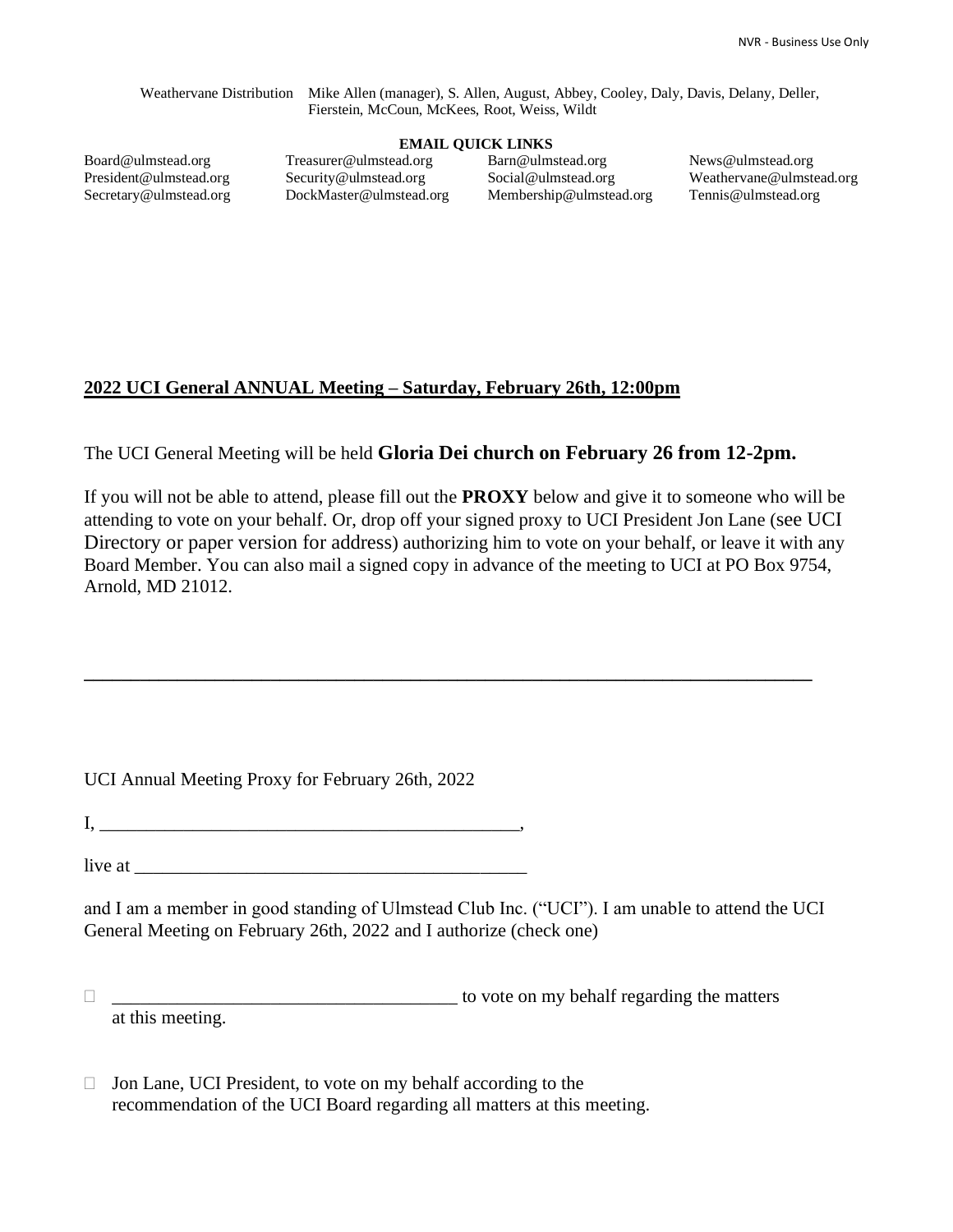Weathervane Distribution Mike Allen (manager), S. Allen, August, Abbey, Cooley, Daly, Davis, Delany, Deller, Fierstein, McCoun, McKees, Root, Weiss, Wildt

**EMAIL QUICK LINKS**

| | | | |
|---|---|---|---|
| Board@ulmstead.org | Treasurer@ulmstead.org | Barn@ulmstead.org | News@ulmstead.org |
| President@ulmstead.org | Security@ulmstead.org | Social@ulmstead.org | Weathervane@ulmstead.org |
| Secretary@ulmstead.org | DockMaster@ulmstead.org | Membership@ulmstead.org | Tennis@ulmstead.org |

## 2022 UCI General ANNUAL Meeting – Saturday, February 26th, 12:00pm

The UCI General Meeting will be held **Gloria Dei church on February 26 from 12-2pm.**

If you will not be able to attend, please fill out the **PROXY** below and give it to someone who will be attending to vote on your behalf. Or, drop off your signed proxy to UCI President Jon Lane (see UCI Directory or paper version for address) authorizing him to vote on your behalf, or leave it with any Board Member. You can also mail a signed copy in advance of the meeting to UCI at PO Box 9754, Arnold, MD 21012.

---

UCI Annual Meeting Proxy for February 26th, 2022

I, ______________________________________________,

live at __________________________________________

and I am a member in good standing of Ulmstead Club Inc. ("UCI"). I am unable to attend the UCI General Meeting on February 26th, 2022 and I authorize (check one)

☐ _____________________________________ to vote on my behalf regarding the matters at this meeting.

☐ Jon Lane, UCI President, to vote on my behalf according to the recommendation of the UCI Board regarding all matters at this meeting.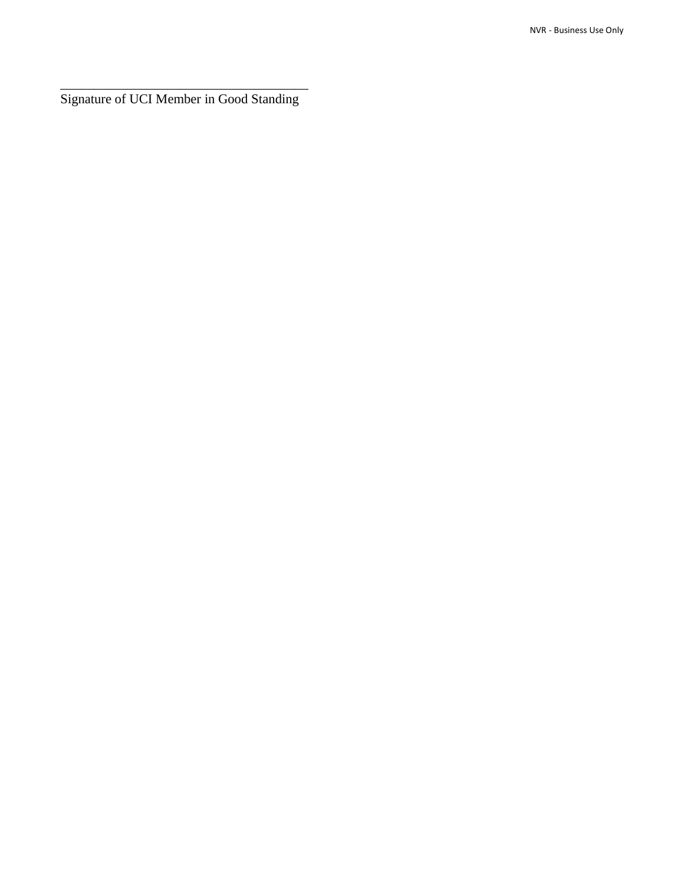_______________________________________
Signature of UCI Member in Good Standing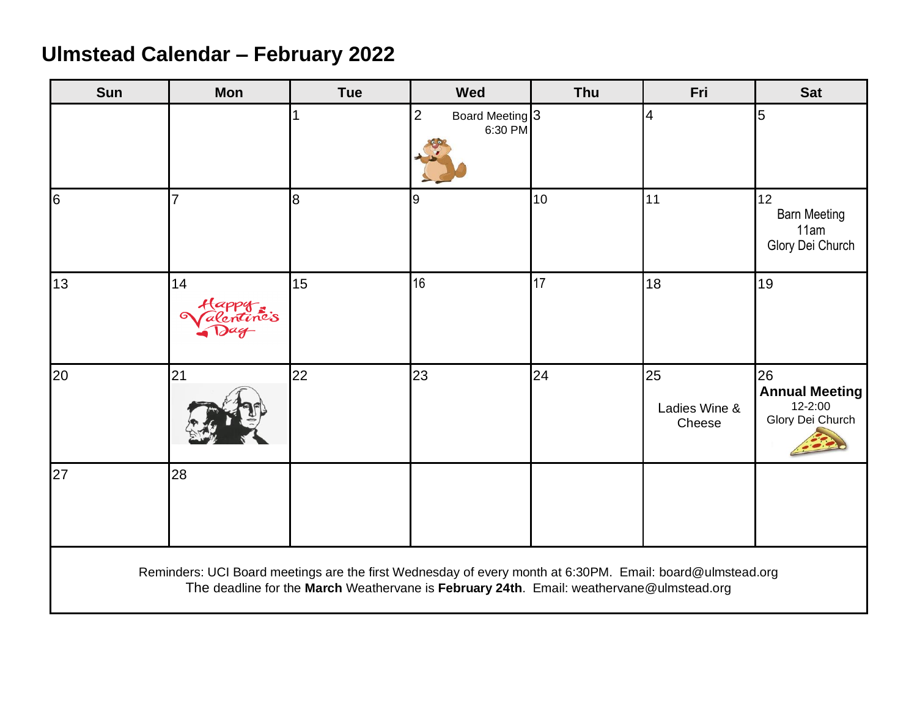# Ulmstead Calendar – February 2022

| Sun | Mon | Tue | Wed | Thu | Fri | Sat |
|---|---|---|---|---|---|---|
| | | 1 | 2 Board Meeting 6:30 PM | 3 | 4 | 5 |
| 6 | 7 | 8 | 9 | 10 | 11 | 12 Barn Meeting 11am Glory Dei Church |
| 13 | 14 Happy Valentine's Day | 15 | 16 | 17 | 18 | 19 |
| 20 | 21 | 22 | 23 | 24 | 25 Ladies Wine & Cheese | 26 **Annual Meeting** 12-2:00 Glory Dei Church |
| 27 | 28 | | | | | |

Reminders: UCI Board meetings are the first Wednesday of every month at 6:30PM. Email: board@ulmstead.org
The deadline for the **March** Weathervane is **February 24th**. Email: weathervane@ulmstead.org